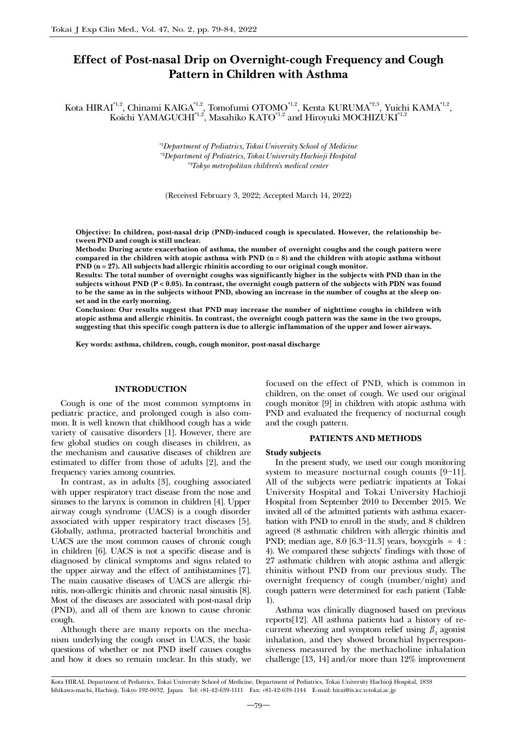# Effect of Post-nasal Drip on Overnight-cough Frequency and Cough Pattern in Children with Asthma

Kota HIRAI[*1,2], Chinami KAIGA[*1,2], Tomofumi OTOMO[*1,2], Kenta KURUMA[*2,3], Yuichi KAMA[*1,2], Koichi YAMAGUCHI[*1,2], Masahiko KATO[*1,2] and Hiroyuki MOCHIZUKI[*1,2]

[*1]*Department of Pediatrics, Tokai University School of Medicine*
[*2]*Department of Pediatrics, Tokai University Hachioji Hospital*
[*3]*Tokyo metropolitan children's medical center*

(Received February 3, 2022; Accepted March 14, 2022)

**Objective: In children, post-nasal drip (PND)-induced cough is speculated. However, the relationship between PND and cough is still unclear.**

**Methods: During acute exacerbation of asthma, the number of overnight coughs and the cough pattern were compared in the children with atopic asthma with PND (n = 8) and the children with atopic asthma without PND (n = 27). All subjects had allergic rhinitis according to our original cough monitor.**

**Results: The total number of overnight coughs was significantly higher in the subjects with PND than in the subjects without PND (P < 0.05). In contrast, the overnight cough pattern of the subjects with PDN was found to be the same as in the subjects without PND, showing an increase in the number of coughs at the sleep onset and in the early morning.**

**Conclusion: Our results suggest that PND may increase the number of nighttime coughs in children with atopic asthma and allergic rhinitis. In contrast, the overnight cough pattern was the same in the two groups, suggesting that this specific cough pattern is due to allergic inflammation of the upper and lower airways.**

**Key words: asthma, children, cough, cough monitor, post-nasal discharge**

## INTRODUCTION

Cough is one of the most common symptoms in pediatric practice, and prolonged cough is also common. It is well known that childhood cough has a wide variety of causative disorders [1]. However, there are few global studies on cough diseases in children, as the mechanism and causative diseases of children are estimated to differ from those of adults [2], and the frequency varies among countries.

In contrast, as in adults [3], coughing associated with upper respiratory tract disease from the nose and sinuses to the larynx is common in children [4]. Upper airway cough syndrome (UACS) is a cough disorder associated with upper respiratory tract diseases [5]. Globally, asthma, protracted bacterial bronchitis and UACS are the most common causes of chronic cough in children [6]. UACS is not a specific disease and is diagnosed by clinical symptoms and signs related to the upper airway and the effect of antihistamines [7]. The main causative diseases of UACS are allergic rhinitis, non-allergic rhinitis and chronic nasal sinusitis [8]. Most of the diseases are associated with post-nasal drip (PND), and all of them are known to cause chronic cough.

Although there are many reports on the mechanism underlying the cough onset in UACS, the basic questions of whether or not PND itself causes coughs and how it does so remain unclear. In this study, we focused on the effect of PND, which is common in children, on the onset of cough. We used our original cough monitor [9] in children with atopic asthma with PND and evaluated the frequency of nocturnal cough and the cough pattern.

## PATIENTS AND METHODS

### Study subjects

In the present study, we used our cough monitoring system to measure nocturnal cough counts [9–11]. All of the subjects were pediatric inpatients at Tokai University Hospital and Tokai University Hachioji Hospital from September 2010 to December 2015. We invited all of the admitted patients with asthma exacerbation with PND to enroll in the study, and 8 children agreed (8 asthmatic children with allergic rhinitis and PND; median age, 8.0 [6.3–11.3] years, boys:girls = 4 : 4). We compared these subjects' findings with those of 27 asthmatic children with atopic asthma and allergic rhinitis without PND from our previous study. The overnight frequency of cough (number/night) and cough pattern were determined for each patient (Table 1).

Asthma was clinically diagnosed based on previous reports[12]. All asthma patients had a history of recurrent wheezing and symptom relief using $\beta_2$ agonist inhalation, and they showed bronchial hyperresponsiveness measured by the methacholine inhalation challenge [13, 14] and/or more than 12% improvement

Kota HIRAI, Department of Pediatrics, Tokai University School of Medicine, Department of Pediatrics, Tokai University Hachioji Hospital, 1838 Ishikawa-machi, Hachioji, Tokyo 192-0032, Japan Tel: +81-42-639-1111 Fax: +81-42-639-1144 E-mail: hirai@is.icc.u-tokai.ac.jp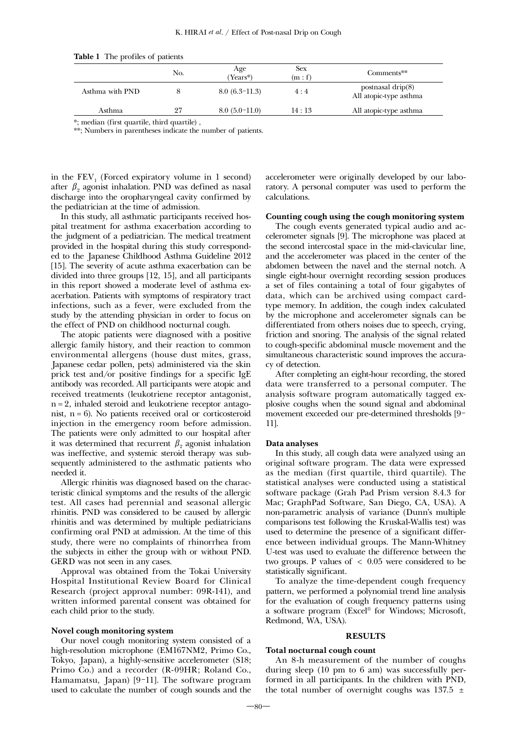**Table 1** The profiles of patients

| | No. | Age (Years*) | Sex (m : f) | Comments** |
|---|---|---|---|---|
| Asthma with PND | 8 | 8.0 (6.3–11.3) | 4 : 4 | postnasal drip(8) All atopic-type asthma |
| Asthma | 27 | 8.0 (5.0–11.0) | 14 : 13 | All atopic-type asthma |

*; median (first quartile, third quartile) ,
**; Numbers in parentheses indicate the number of patients.

in the $FEV_1$ (Forced expiratory volume in 1 second) after $\beta_2$ agonist inhalation. PND was defined as nasal discharge into the oropharyngeal cavity confirmed by the pediatrician at the time of admission.

In this study, all asthmatic participants received hospital treatment for asthma exacerbation according to the judgment of a pediatrician. The medical treatment provided in the hospital during this study corresponded to the Japanese Childhood Asthma Guideline 2012 [15]. The severity of acute asthma exacerbation can be divided into three groups [12, 15], and all participants in this report showed a moderate level of asthma exacerbation. Patients with symptoms of respiratory tract infections, such as a fever, were excluded from the study by the attending physician in order to focus on the effect of PND on childhood nocturnal cough.

The atopic patients were diagnosed with a positive allergic family history, and their reaction to common environmental allergens (house dust mites, grass, Japanese cedar pollen, pets) administered via the skin prick test and/or positive findings for a specific IgE antibody was recorded. All participants were atopic and received treatments (leukotriene receptor antagonist, n = 2, inhaled steroid and leukotriene receptor antagonist, n = 6). No patients received oral or corticosteroid injection in the emergency room before admission. The patients were only admitted to our hospital after it was determined that recurrent $\beta_2$ agonist inhalation was ineffective, and systemic steroid therapy was subsequently administered to the asthmatic patients who needed it.

Allergic rhinitis was diagnosed based on the characteristic clinical symptoms and the results of the allergic test. All cases had perennial and seasonal allergic rhinitis. PND was considered to be caused by allergic rhinitis and was determined by multiple pediatricians confirming oral PND at admission. At the time of this study, there were no complaints of rhinorrhea from the subjects in either the group with or without PND. GERD was not seen in any cases.

Approval was obtained from the Tokai University Hospital Institutional Review Board for Clinical Research (project approval number: 09R-141), and written informed parental consent was obtained for each child prior to the study.

### Novel cough monitoring system

Our novel cough monitoring system consisted of a high-resolution microphone (EM167NM2, Primo Co., Tokyo, Japan), a highly-sensitive accelerometer (S18; Primo Co.) and a recorder (R-09HR; Roland Co., Hamamatsu, Japan) [9–11]. The software program used to calculate the number of cough sounds and the accelerometer were originally developed by our laboratory. A personal computer was used to perform the calculations.

### Counting cough using the cough monitoring system

The cough events generated typical audio and accelerometer signals [9]. The microphone was placed at the second intercostal space in the mid-clavicular line, and the accelerometer was placed in the center of the abdomen between the navel and the sternal notch. A single eight-hour overnight recording session produces a set of files containing a total of four gigabytes of data, which can be archived using compact card-type memory. In addition, the cough index calculated by the microphone and accelerometer signals can be differentiated from others noises due to speech, crying, friction and snoring. The analysis of the signal related to cough-specific abdominal muscle movement and the simultaneous characteristic sound improves the accuracy of detection.

After completing an eight-hour recording, the stored data were transferred to a personal computer. The analysis software program automatically tagged explosive coughs when the sound signal and abdominal movement exceeded our pre-determined thresholds [9–11].

### Data analyses

In this study, all cough data were analyzed using an original software program. The data were expressed as the median (first quartile, third quartile). The statistical analyses were conducted using a statistical software package (Grah Pad Prism version 8.4.3 for Mac; GraphPad Software, San Diego, CA, USA). A non-parametric analysis of variance (Dunn's multiple comparisons test following the Kruskal-Wallis test) was used to determine the presence of a significant difference between individual groups. The Mann-Whitney U-test was used to evaluate the difference between the two groups. P values of $< 0.05$ were considered to be statistically significant.

To analyze the time-dependent cough frequency pattern, we performed a polynomial trend line analysis for the evaluation of cough frequency patterns using a software program (Excel® for Windows; Microsoft, Redmond, WA, USA).

## RESULTS

### Total nocturnal cough count

An 8-h measurement of the number of coughs during sleep (10 pm to 6 am) was successfully performed in all participants. In the children with PND, the total number of overnight coughs was 137.5 ±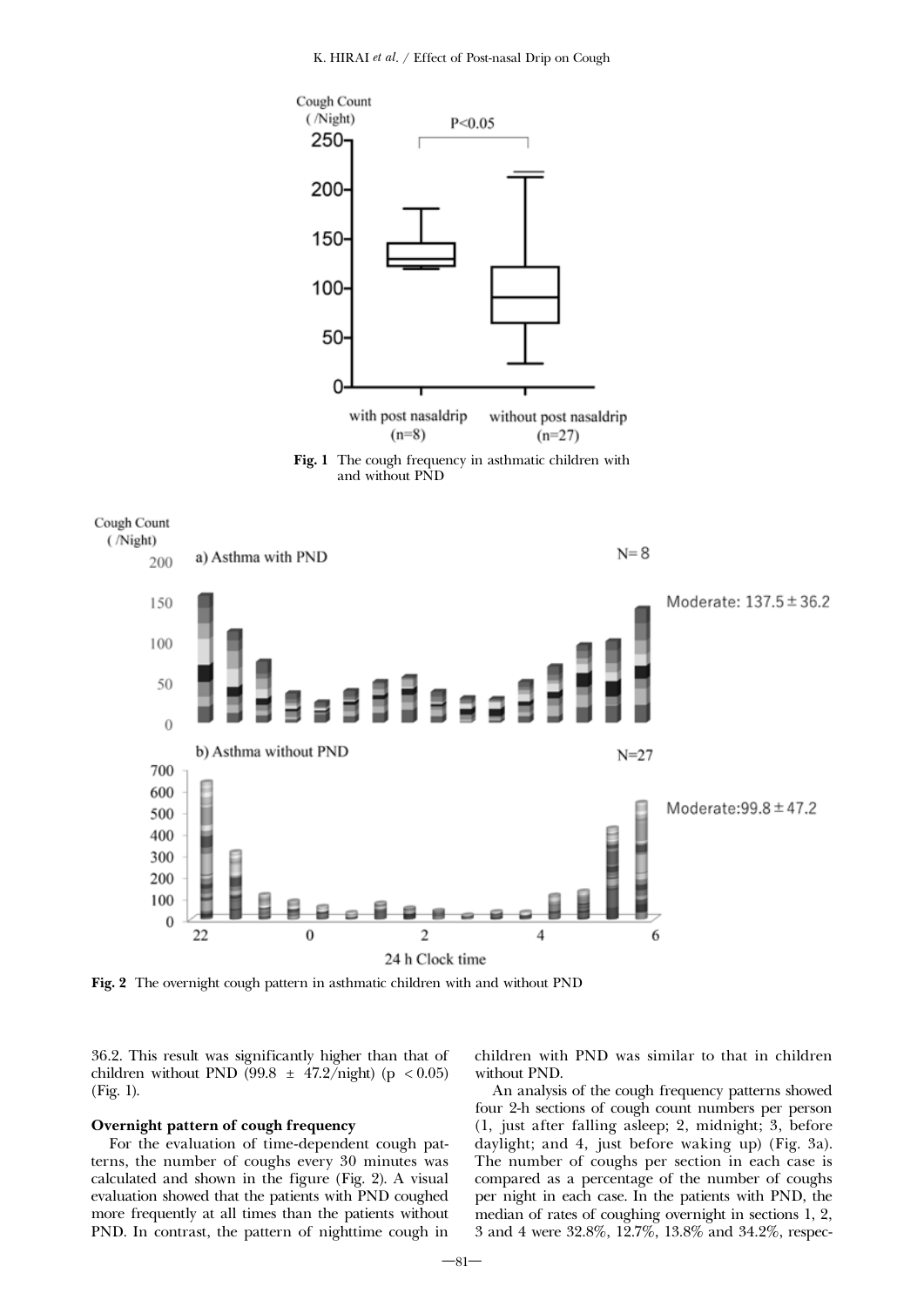Fig. 1 The cough frequency in asthmatic children with and without PND

Fig. 2 The overnight cough pattern in asthmatic children with and without PND

36.2. This result was significantly higher than that of children without PND ($99.8 \pm 47.2$/night) ($p < 0.05$) (Fig. 1).

### Overnight pattern of cough frequency

For the evaluation of time-dependent cough patterns, the number of coughs every 30 minutes was calculated and shown in the figure (Fig. 2). A visual evaluation showed that the patients with PND coughed more frequently at all times than the patients without PND. In contrast, the pattern of nighttime cough in children with PND was similar to that in children without PND.

An analysis of the cough frequency patterns showed four 2-h sections of cough count numbers per person (1, just after falling asleep; 2, midnight; 3, before daylight; and 4, just before waking up) (Fig. 3a). The number of coughs per section in each case is compared as a percentage of the number of coughs per night in each case. In the patients with PND, the median of rates of coughing overnight in sections 1, 2, 3 and 4 were 32.8%, 12.7%, 13.8% and 34.2%, respec-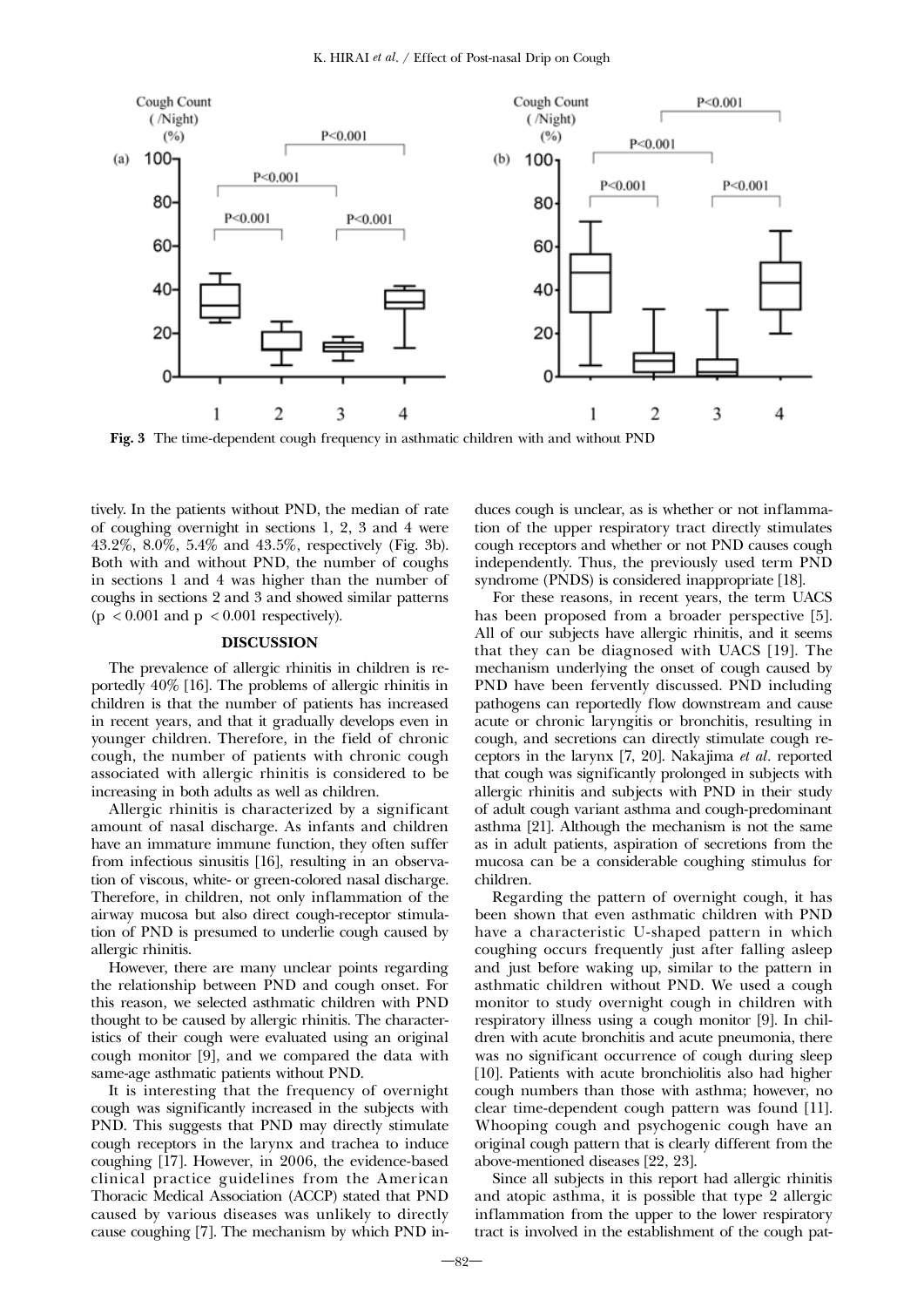Fig. 3 The time-dependent cough frequency in asthmatic children with and without PND

tively. In the patients without PND, the median of rate of coughing overnight in sections 1, 2, 3 and 4 were 43.2%, 8.0%, 5.4% and 43.5%, respectively (Fig. 3b). Both with and without PND, the number of coughs in sections 1 and 4 was higher than the number of coughs in sections 2 and 3 and showed similar patterns ($p < 0.001$ and $p < 0.001$ respectively).

## DISCUSSION

The prevalence of allergic rhinitis in children is reportedly 40% [16]. The problems of allergic rhinitis in children is that the number of patients has increased in recent years, and that it gradually develops even in younger children. Therefore, in the field of chronic cough, the number of patients with chronic cough associated with allergic rhinitis is considered to be increasing in both adults as well as children.

Allergic rhinitis is characterized by a significant amount of nasal discharge. As infants and children have an immature immune function, they often suffer from infectious sinusitis [16], resulting in an observation of viscous, white- or green-colored nasal discharge. Therefore, in children, not only inflammation of the airway mucosa but also direct cough-receptor stimulation of PND is presumed to underlie cough caused by allergic rhinitis.

However, there are many unclear points regarding the relationship between PND and cough onset. For this reason, we selected asthmatic children with PND thought to be caused by allergic rhinitis. The characteristics of their cough were evaluated using an original cough monitor [9], and we compared the data with same-age asthmatic patients without PND.

It is interesting that the frequency of overnight cough was significantly increased in the subjects with PND. This suggests that PND may directly stimulate cough receptors in the larynx and trachea to induce coughing [17]. However, in 2006, the evidence-based clinical practice guidelines from the American Thoracic Medical Association (ACCP) stated that PND caused by various diseases was unlikely to directly cause coughing [7]. The mechanism by which PND induces cough is unclear, as is whether or not inflammation of the upper respiratory tract directly stimulates cough receptors and whether or not PND causes cough independently. Thus, the previously used term PND syndrome (PNDS) is considered inappropriate [18].

For these reasons, in recent years, the term UACS has been proposed from a broader perspective [5]. All of our subjects have allergic rhinitis, and it seems that they can be diagnosed with UACS [19]. The mechanism underlying the onset of cough caused by PND have been fervently discussed. PND including pathogens can reportedly flow downstream and cause acute or chronic laryngitis or bronchitis, resulting in cough, and secretions can directly stimulate cough receptors in the larynx [7, 20]. Nakajima *et al*. reported that cough was significantly prolonged in subjects with allergic rhinitis and subjects with PND in their study of adult cough variant asthma and cough-predominant asthma [21]. Although the mechanism is not the same as in adult patients, aspiration of secretions from the mucosa can be a considerable coughing stimulus for children.

Regarding the pattern of overnight cough, it has been shown that even asthmatic children with PND have a characteristic U-shaped pattern in which coughing occurs frequently just after falling asleep and just before waking up, similar to the pattern in asthmatic children without PND. We used a cough monitor to study overnight cough in children with respiratory illness using a cough monitor [9]. In children with acute bronchitis and acute pneumonia, there was no significant occurrence of cough during sleep [10]. Patients with acute bronchiolitis also had higher cough numbers than those with asthma; however, no clear time-dependent cough pattern was found [11]. Whooping cough and psychogenic cough have an original cough pattern that is clearly different from the above-mentioned diseases [22, 23].

Since all subjects in this report had allergic rhinitis and atopic asthma, it is possible that type 2 allergic inflammation from the upper to the lower respiratory tract is involved in the establishment of the cough pat-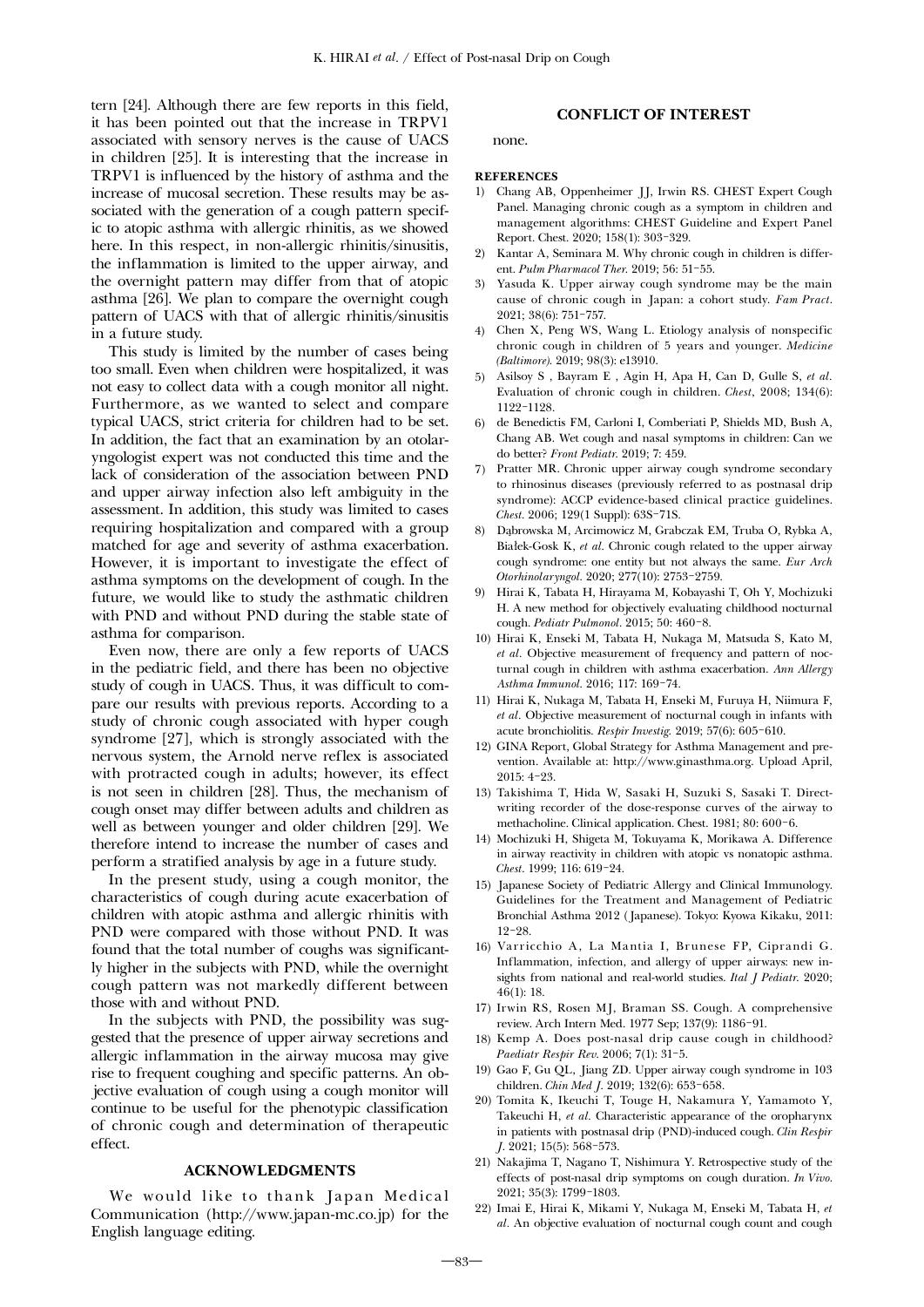tern [24]. Although there are few reports in this field, it has been pointed out that the increase in TRPV1 associated with sensory nerves is the cause of UACS in children [25]. It is interesting that the increase in TRPV1 is influenced by the history of asthma and the increase of mucosal secretion. These results may be associated with the generation of a cough pattern specific to atopic asthma with allergic rhinitis, as we showed here. In this respect, in non-allergic rhinitis/sinusitis, the inflammation is limited to the upper airway, and the overnight pattern may differ from that of atopic asthma [26]. We plan to compare the overnight cough pattern of UACS with that of allergic rhinitis/sinusitis in a future study.

This study is limited by the number of cases being too small. Even when children were hospitalized, it was not easy to collect data with a cough monitor all night. Furthermore, as we wanted to select and compare typical UACS, strict criteria for children had to be set. In addition, the fact that an examination by an otolaryngologist expert was not conducted this time and the lack of consideration of the association between PND and upper airway infection also left ambiguity in the assessment. In addition, this study was limited to cases requiring hospitalization and compared with a group matched for age and severity of asthma exacerbation. However, it is important to investigate the effect of asthma symptoms on the development of cough. In the future, we would like to study the asthmatic children with PND and without PND during the stable state of asthma for comparison.

Even now, there are only a few reports of UACS in the pediatric field, and there has been no objective study of cough in UACS. Thus, it was difficult to compare our results with previous reports. According to a study of chronic cough associated with hyper cough syndrome [27], which is strongly associated with the nervous system, the Arnold nerve reflex is associated with protracted cough in adults; however, its effect is not seen in children [28]. Thus, the mechanism of cough onset may differ between adults and children as well as between younger and older children [29]. We therefore intend to increase the number of cases and perform a stratified analysis by age in a future study.

In the present study, using a cough monitor, the characteristics of cough during acute exacerbation of children with atopic asthma and allergic rhinitis with PND were compared with those without PND. It was found that the total number of coughs was significantly higher in the subjects with PND, while the overnight cough pattern was not markedly different between those with and without PND.

In the subjects with PND, the possibility was suggested that the presence of upper airway secretions and allergic inflammation in the airway mucosa may give rise to frequent coughing and specific patterns. An objective evaluation of cough using a cough monitor will continue to be useful for the phenotypic classification of chronic cough and determination of therapeutic effect.

## ACKNOWLEDGMENTS

We would like to thank Japan Medical Communication (http://www.japan-mc.co.jp) for the English language editing.

## CONFLICT OF INTEREST

none.

## REFERENCES

1) Chang AB, Oppenheimer JJ, Irwin RS. CHEST Expert Cough Panel. Managing chronic cough as a symptom in children and management algorithms: CHEST Guideline and Expert Panel Report. Chest. 2020; 158(1): 303–329.
2) Kantar A, Seminara M. Why chronic cough in children is different. *Pulm Pharmacol Ther*. 2019; 56: 51–55.
3) Yasuda K. Upper airway cough syndrome may be the main cause of chronic cough in Japan: a cohort study. *Fam Pract*. 2021; 38(6): 751–757.
4) Chen X, Peng WS, Wang L. Etiology analysis of nonspecific chronic cough in children of 5 years and younger. *Medicine (Baltimore)*. 2019; 98(3): e13910.
5) Asilsoy S , Bayram E , Agin H, Apa H, Can D, Gulle S, *et al*. Evaluation of chronic cough in children. *Chest*, 2008; 134(6): 1122–1128.
6) de Benedictis FM, Carloni I, Comberiati P, Shields MD, Bush A, Chang AB. Wet cough and nasal symptoms in children: Can we do better? *Front Pediatr*. 2019; 7: 459.
7) Pratter MR. Chronic upper airway cough syndrome secondary to rhinosinus diseases (previously referred to as postnasal drip syndrome): ACCP evidence-based clinical practice guidelines. *Chest*. 2006; 129(1 Suppl): 63S–71S.
8) Dąbrowska M, Arcimowicz M, Grabczak EM, Truba O, Rybka A, Białek-Gosk K, *et al*. Chronic cough related to the upper airway cough syndrome: one entity but not always the same. *Eur Arch Otorhinolaryngol*. 2020; 277(10): 2753–2759.
9) Hirai K, Tabata H, Hirayama M, Kobayashi T, Oh Y, Mochizuki H. A new method for objectively evaluating childhood nocturnal cough. *Pediatr Pulmonol*. 2015; 50: 460–8.
10) Hirai K, Enseki M, Tabata H, Nukaga M, Matsuda S, Kato M, *et al*. Objective measurement of frequency and pattern of nocturnal cough in children with asthma exacerbation. *Ann Allergy Asthma Immunol*. 2016; 117: 169–74.
11) Hirai K, Nukaga M, Tabata H, Enseki M, Furuya H, Niimura F, *et al*. Objective measurement of nocturnal cough in infants with acute bronchiolitis. *Respir Investig*. 2019; 57(6): 605–610.
12) GINA Report, Global Strategy for Asthma Management and prevention. Available at: http://www.ginasthma.org. Upload April, 2015: 4–23.
13) Takishima T, Hida W, Sasaki H, Suzuki S, Sasaki T. Direct-writing recorder of the dose-response curves of the airway to methacholine. Clinical application. Chest. 1981; 80: 600–6.
14) Mochizuki H, Shigeta M, Tokuyama K, Morikawa A. Difference in airway reactivity in children with atopic vs nonatopic asthma. *Chest*. 1999; 116: 619–24.
15) Japanese Society of Pediatric Allergy and Clinical Immunology. Guidelines for the Treatment and Management of Pediatric Bronchial Asthma 2012 ( Japanese). Tokyo: Kyowa Kikaku, 2011: 12–28.
16) Varricchio A, La Mantia I, Brunese FP, Ciprandi G. Inflammation, infection, and allergy of upper airways: new insights from national and real-world studies. *Ital J Pediatr*. 2020; 46(1): 18.
17) Irwin RS, Rosen MJ, Braman SS. Cough. A comprehensive review. Arch Intern Med. 1977 Sep; 137(9): 1186–91.
18) Kemp A. Does post-nasal drip cause cough in childhood? *Paediatr Respir Rev*. 2006; 7(1): 31–5.
19) Gao F, Gu QL, Jiang ZD. Upper airway cough syndrome in 103 children. *Chin Med J*. 2019; 132(6): 653–658.
20) Tomita K, Ikeuchi T, Touge H, Nakamura Y, Yamamoto Y, Takeuchi H, *et al*. Characteristic appearance of the oropharynx in patients with postnasal drip (PND)-induced cough. *Clin Respir J*. 2021; 15(5): 568–573.
21) Nakajima T, Nagano T, Nishimura Y. Retrospective study of the effects of post-nasal drip symptoms on cough duration. *In Vivo*. 2021; 35(3): 1799–1803.
22) Imai E, Hirai K, Mikami Y, Nukaga M, Enseki M, Tabata H, *et al*. An objective evaluation of nocturnal cough count and cough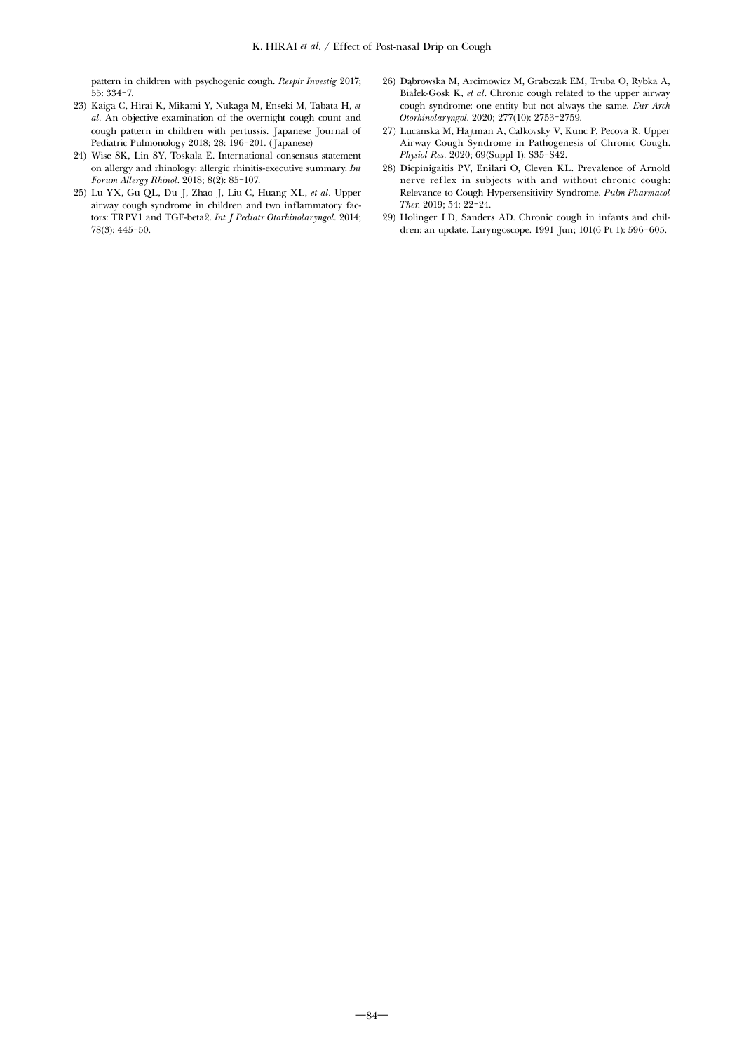pattern in children with psychogenic cough. *Respir Investig* 2017; 55: 334–7.

23) Kaiga C, Hirai K, Mikami Y, Nukaga M, Enseki M, Tabata H, *et al*. An objective examination of the overnight cough count and cough pattern in children with pertussis. Japanese Journal of Pediatric Pulmonology 2018; 28: 196–201. (Japanese)

24) Wise SK, Lin SY, Toskala E. International consensus statement on allergy and rhinology: allergic rhinitis-executive summary. *Int Forum Allergy Rhinol*. 2018; 8(2): 85–107.

25) Lu YX, Gu QL, Du J, Zhao J, Liu C, Huang XL, *et al*. Upper airway cough syndrome in children and two inflammatory factors: TRPV1 and TGF-beta2. *Int J Pediatr Otorhinolaryngol*. 2014; 78(3): 445–50.

26) Dąbrowska M, Arcimowicz M, Grabczak EM, Truba O, Rybka A, Białek-Gosk K, *et al*. Chronic cough related to the upper airway cough syndrome: one entity but not always the same. *Eur Arch Otorhinolaryngol*. 2020; 277(10): 2753–2759.

27) Lucanska M, Hajtman A, Calkovsky V, Kunc P, Pecova R. Upper Airway Cough Syndrome in Pathogenesis of Chronic Cough. *Physiol Res*. 2020; 69(Suppl 1): S35–S42.

28) Dicpinigaitis PV, Enilari O, Cleven KL. Prevalence of Arnold nerve reflex in subjects with and without chronic cough: Relevance to Cough Hypersensitivity Syndrome. *Pulm Pharmacol Ther*. 2019; 54: 22–24.

29) Holinger LD, Sanders AD. Chronic cough in infants and children: an update. Laryngoscope. 1991 Jun; 101(6 Pt 1): 596–605.